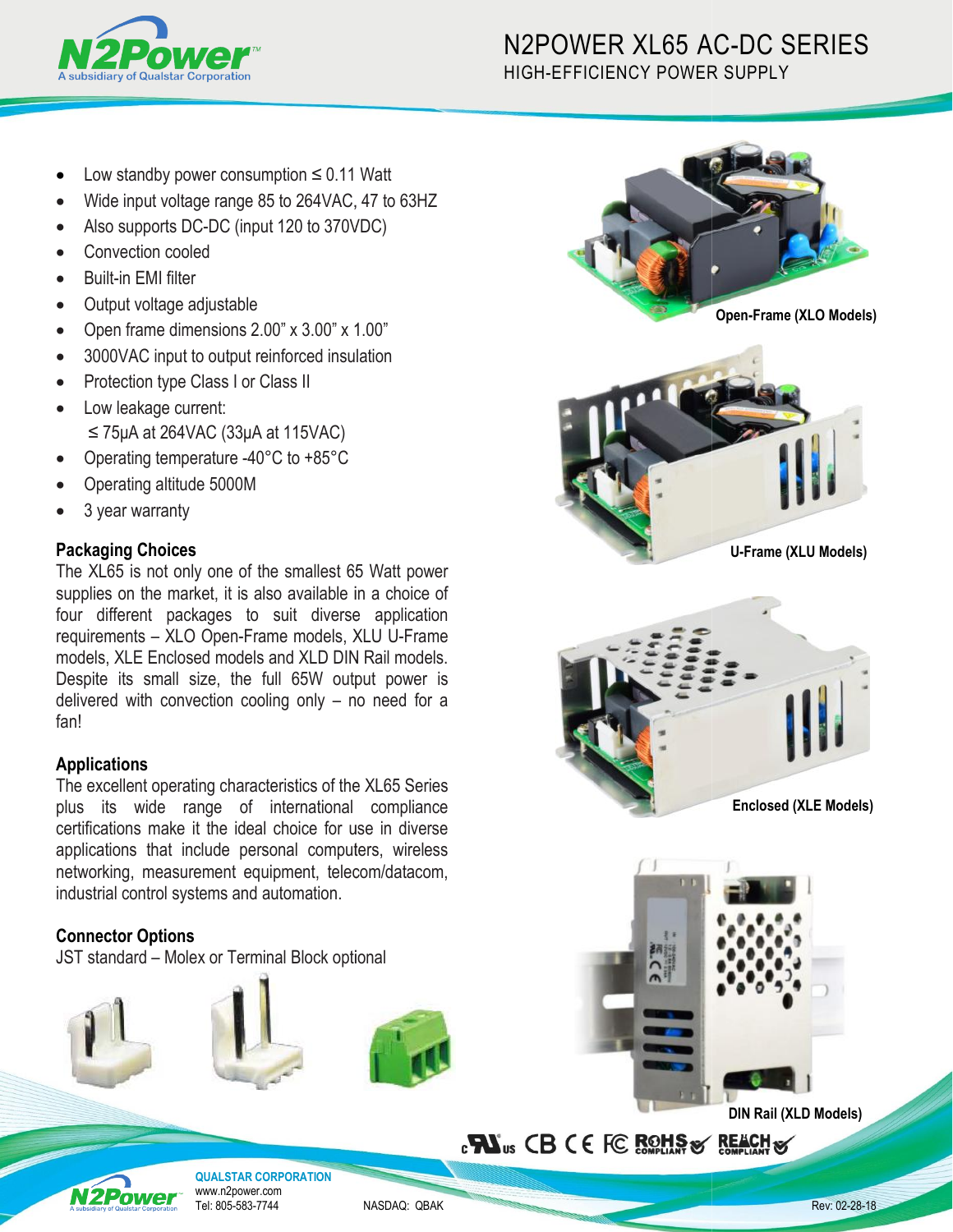# N2POWER XL65 AC-DC SERIES

## HIGH-EFFICIENCY POWER SUPPLY

- Low standby power consumption ≤ 0.11 Watt
- Wide input voltage range 85 to 264VAC, 47 to 63HZ
- Also supports DC-DC (input 120 to 370VDC)
- Convection cooled
- Built-in EMI filter
- Output voltage adjustable
- Open frame dimensions 2.00" x 3.00" x 1.00"
- 3000VAC input to output reinforced insulation
- Protection type Class I or Class II
- Low leakage current:
  ≤ 75µA at 264VAC (33µA at 115VAC)
- Operating temperature -40°C to +85°C
- Operating altitude 5000M
- 3 year warranty

### Packaging Choices

The XL65 is not only one of the smallest 65 Watt power supplies on the market, it is also available in a choice of four different packages to suit diverse application requirements – XLO Open-Frame models, XLU U-Frame models, XLE Enclosed models and XLD DIN Rail models. Despite its small size, the full 65W output power is delivered with convection cooling only – no need for a fan!

### Applications

The excellent operating characteristics of the XL65 Series plus its wide range of international compliance certifications make it the ideal choice for use in diverse applications that include personal computers, wireless networking, measurement equipment, telecom/datacom, industrial control systems and automation.

### Connector Options

JST standard – Molex or Terminal Block optional

**Open-Frame (XLO Models)**

**U-Frame (XLU Models)**

**Enclosed (XLE Models)**

**DIN Rail (XLD Models)**

QUALSTAR CORPORATION
www.n2power.com
Tel: 805-583-7744

NASDAQ: QBAK

Rev: 02-28-18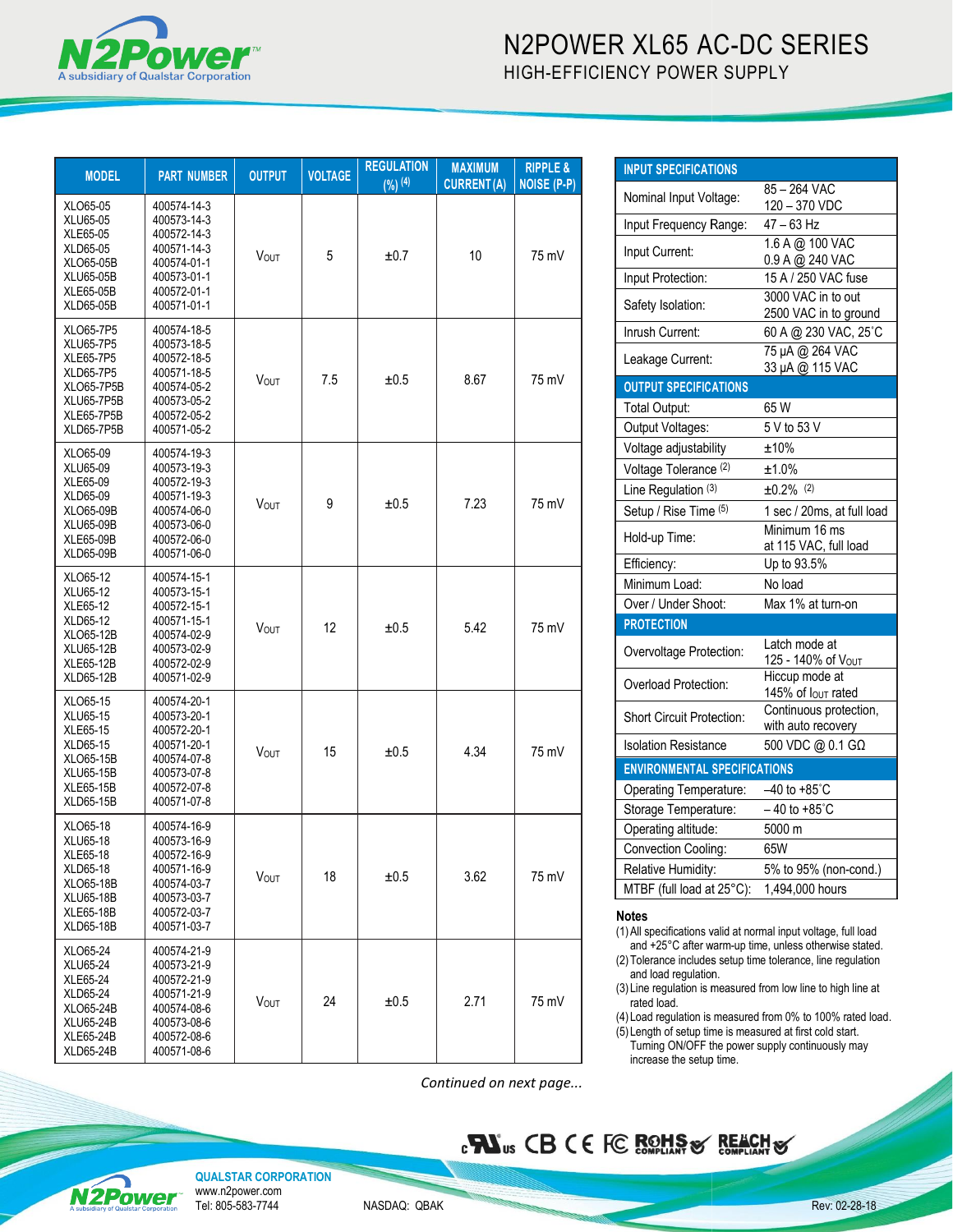# N2POWER XL65 AC-DC SERIES

## HIGH-EFFICIENCY POWER SUPPLY

| MODEL | PART NUMBER | OUTPUT | VOLTAGE | REGULATION (%) [4] | MAXIMUM CURRENT (A) | RIPPLE & NOISE (P-P) |
|---|---|---|---|---|---|---|
| XLO65-05<br>XLU65-05<br>XLE65-05<br>XLD65-05<br>XLO65-05B<br>XLU65-05B<br>XLE65-05B<br>XLD65-05B | 400574-14-3<br>400573-14-3<br>400572-14-3<br>400571-14-3<br>400574-01-1<br>400573-01-1<br>400572-01-1<br>400571-01-1 | $V_{OUT}$ | 5 | ±0.7 | 10 | 75 mV |
| XLO65-7P5<br>XLU65-7P5<br>XLE65-7P5<br>XLD65-7P5<br>XLO65-7P5B<br>XLU65-7P5B<br>XLE65-7P5B<br>XLD65-7P5B | 400574-18-5<br>400573-18-5<br>400572-18-5<br>400571-18-5<br>400574-05-2<br>400573-05-2<br>400572-05-2<br>400571-05-2 | $V_{OUT}$ | 7.5 | ±0.5 | 8.67 | 75 mV |
| XLO65-09<br>XLU65-09<br>XLE65-09<br>XLD65-09<br>XLO65-09B<br>XLU65-09B<br>XLE65-09B<br>XLD65-09B | 400574-19-3<br>400573-19-3<br>400572-19-3<br>400571-19-3<br>400574-06-0<br>400573-06-0<br>400572-06-0<br>400571-06-0 | $V_{OUT}$ | 9 | ±0.5 | 7.23 | 75 mV |
| XLO65-12<br>XLU65-12<br>XLE65-12<br>XLD65-12<br>XLO65-12B<br>XLU65-12B<br>XLE65-12B<br>XLD65-12B | 400574-15-1<br>400573-15-1<br>400572-15-1<br>400571-15-1<br>400574-02-9<br>400573-02-9<br>400572-02-9<br>400571-02-9 | $V_{OUT}$ | 12 | ±0.5 | 5.42 | 75 mV |
| XLO65-15<br>XLU65-15<br>XLE65-15<br>XLD65-15<br>XLO65-15B<br>XLU65-15B<br>XLE65-15B<br>XLD65-15B | 400574-20-1<br>400573-20-1<br>400572-20-1<br>400571-20-1<br>400574-07-8<br>400573-07-8<br>400572-07-8<br>400571-07-8 | $V_{OUT}$ | 15 | ±0.5 | 4.34 | 75 mV |
| XLO65-18<br>XLU65-18<br>XLE65-18<br>XLD65-18<br>XLO65-18B<br>XLU65-18B<br>XLE65-18B<br>XLD65-18B | 400574-16-9<br>400573-16-9<br>400572-16-9<br>400571-16-9<br>400574-03-7<br>400573-03-7<br>400572-03-7<br>400571-03-7 | $V_{OUT}$ | 18 | ±0.5 | 3.62 | 75 mV |
| XLO65-24<br>XLU65-24<br>XLE65-24<br>XLD65-24<br>XLO65-24B<br>XLU65-24B<br>XLE65-24B<br>XLD65-24B | 400574-21-9<br>400573-21-9<br>400572-21-9<br>400571-21-9<br>400574-08-6<br>400573-08-6<br>400572-08-6<br>400571-08-6 | $V_{OUT}$ | 24 | ±0.5 | 2.71 | 75 mV |

*Continued on next page...*

| INPUT SPECIFICATIONS | |
|---|---|
| Nominal Input Voltage: | 85 – 264 VAC<br>120 – 370 VDC |
| Input Frequency Range: | 47 – 63 Hz |
| Input Current: | 1.6 A @ 100 VAC<br>0.9 A @ 240 VAC |
| Input Protection: | 15 A / 250 VAC fuse |
| Safety Isolation: | 3000 VAC in to out<br>2500 VAC in to ground |
| Inrush Current: | 60 A @ 230 VAC, 25˚C |
| Leakage Current: | 75 µA @ 264 VAC<br>33 µA @ 115 VAC |
| **OUTPUT SPECIFICATIONS** | |
| Total Output: | 65 W |
| Output Voltages: | 5 V to 53 V |
| Voltage adjustability | ±10% |
| Voltage Tolerance [2] | ±1.0% |
| Line Regulation [3] | ±0.2% [2] |
| Setup / Rise Time [5] | 1 sec / 20ms, at full load |
| Hold-up Time: | Minimum 16 ms<br>at 115 VAC, full load |
| Efficiency: | Up to 93.5% |
| Minimum Load: | No load |
| Over / Under Shoot: | Max 1% at turn-on |
| **PROTECTION** | |
| Overvoltage Protection: | Latch mode at<br>125 - 140% of $V_{OUT}$ |
| Overload Protection: | Hiccup mode at<br>145% of $I_{OUT}$ rated |
| Short Circuit Protection: | Continuous protection,<br>with auto recovery |
| Isolation Resistance | 500 VDC @ 0.1 GΩ |
| **ENVIRONMENTAL SPECIFICATIONS** | |
| Operating Temperature: | –40 to +85˚C |
| Storage Temperature: | – 40 to +85˚C |
| Operating altitude: | 5000 m |
| Convection Cooling: | 65W |
| Relative Humidity: | 5% to 95% (non-cond.) |
| MTBF (full load at 25°C): | 1,494,000 hours |

### Notes

(1) All specifications valid at normal input voltage, full load and +25°C after warm-up time, unless otherwise stated.
(2) Tolerance includes setup time tolerance, line regulation and load regulation.
(3) Line regulation is measured from low line to high line at rated load.
(4) Load regulation is measured from 0% to 100% rated load.
(5) Length of setup time is measured at first cold start. Turning ON/OFF the power supply continuously may increase the setup time.

QUALSTAR CORPORATION
www.n2power.com
Tel: 805-583-7744

NASDAQ: QBAK

Rev: 02-28-18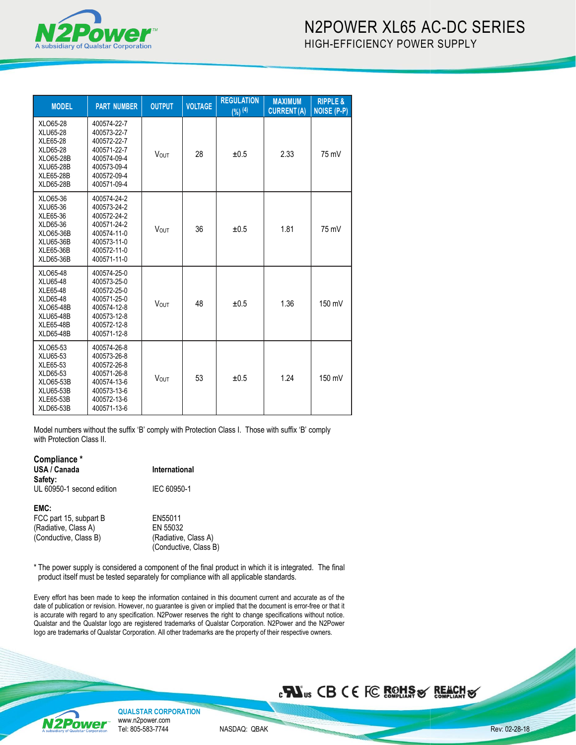| MODEL | PART NUMBER | OUTPUT | VOLTAGE | REGULATION (%) (4) | MAXIMUM CURRENT (A) | RIPPLE & NOISE (P-P) |
|---|---|---|---|---|---|---|
| XLO65-28<br>XLU65-28<br>XLE65-28<br>XLD65-28<br>XLO65-28B<br>XLU65-28B<br>XLE65-28B<br>XLD65-28B | 400574-22-7<br>400573-22-7<br>400572-22-7<br>400571-22-7<br>400574-09-4<br>400573-09-4<br>400572-09-4<br>400571-09-4 | $V_{OUT}$ | 28 | ±0.5 | 2.33 | 75 mV |
| XLO65-36<br>XLU65-36<br>XLE65-36<br>XLD65-36<br>XLO65-36B<br>XLU65-36B<br>XLE65-36B<br>XLD65-36B | 400574-24-2<br>400573-24-2<br>400572-24-2<br>400571-24-2<br>400574-11-0<br>400573-11-0<br>400572-11-0<br>400571-11-0 | $V_{OUT}$ | 36 | ±0.5 | 1.81 | 75 mV |
| XLO65-48<br>XLU65-48<br>XLE65-48<br>XLD65-48<br>XLO65-48B<br>XLU65-48B<br>XLE65-48B<br>XLD65-48B | 400574-25-0<br>400573-25-0<br>400572-25-0<br>400571-25-0<br>400574-12-8<br>400573-12-8<br>400572-12-8<br>400571-12-8 | $V_{OUT}$ | 48 | ±0.5 | 1.36 | 150 mV |
| XLO65-53<br>XLU65-53<br>XLE65-53<br>XLD65-53<br>XLO65-53B<br>XLU65-53B<br>XLE65-53B<br>XLD65-53B | 400574-26-8<br>400573-26-8<br>400572-26-8<br>400571-26-8<br>400574-13-6<br>400573-13-6<br>400572-13-6<br>400571-13-6 | $V_{OUT}$ | 53 | ±0.5 | 1.24 | 150 mV |

Model numbers without the suffix 'B' comply with Protection Class I. Those with suffix 'B' comply with Protection Class II.

**Compliance \***

| **USA / Canada** | **International** |
|---|---|
| **Safety:** | |
| UL 60950-1 second edition | IEC 60950-1 |
| **EMC:** | |
| FCC part 15, subpart B<br>(Radiative, Class A)<br>(Conductive, Class B) | EN55011<br>EN 55032<br>(Radiative, Class A)<br>(Conductive, Class B) |

\* The power supply is considered a component of the final product in which it is integrated. The final product itself must be tested separately for compliance with all applicable standards.

Every effort has been made to keep the information contained in this document current and accurate as of the date of publication or revision. However, no guarantee is given or implied that the document is error-free or that it is accurate with regard to any specification. N2Power reserves the right to change specifications without notice. Qualstar and the Qualstar logo are registered trademarks of Qualstar Corporation. N2Power and the N2Power logo are trademarks of Qualstar Corporation. All other trademarks are the property of their respective owners.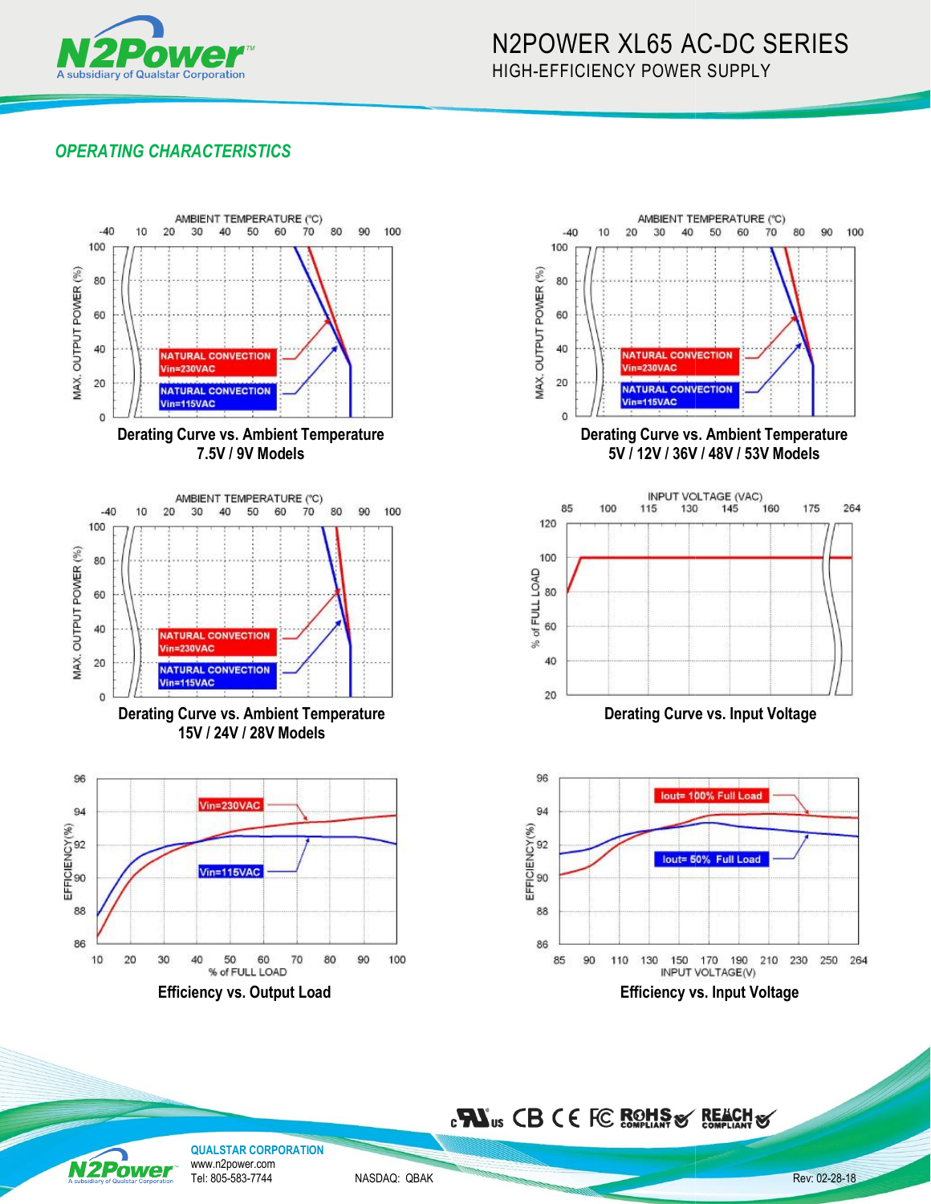## OPERATING CHARACTERISTICS

Derating Curve vs. Ambient Temperature
7.5V / 9V Models

Derating Curve vs. Ambient Temperature
5V / 12V / 36V / 48V / 53V Models

Derating Curve vs. Ambient Temperature
15V / 24V / 28V Models

Derating Curve vs. Input Voltage

Efficiency vs. Output Load

Efficiency vs. Input Voltage

QUALSTAR CORPORATION
www.n2power.com
Tel: 805-583-7744

NASDAQ: QBAK

Rev: 02-28-18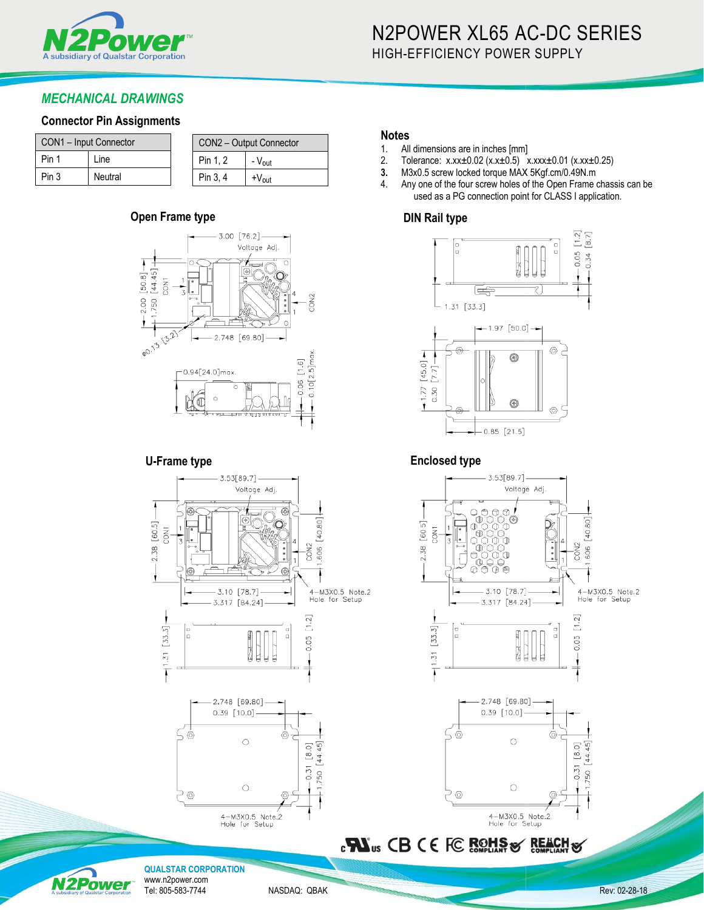## MECHANICAL DRAWINGS

### Connector Pin Assignments

| CON1 – Input Connector | |
|---|---|
| Pin 1 | Line |
| Pin 3 | Neutral |

| CON2 – Output Connector | |
|---|---|
| Pin 1, 2 | - $V_{out}$ |
| Pin 3, 4 | $+V_{out}$ |

### Notes

1. All dimensions are in inches [mm]
2. Tolerance: x.xx±0.02 (x.x±0.5) x.xxx±0.01 (x.xx±0.25)
3. M3x0.5 screw locked torque MAX 5Kgf.cm/0.49N.m
4. Any one of the four screw holes of the Open Frame chassis can be used as a PG connection point for CLASS I application.

### Open Frame type

3.00 [76.2]
Voltage Adj.
2.00 [50.8]
1.750 [44.45]
CON1
CON2
2.748 [69.80]
ø0.13 [3.2]
0.94[24.0]max.
0.06 [1.6]
0.10[2.5]max.

### DIN Rail type

0.05 [1.2]
0.34 [8.7]
1.31 [33.3]
1.97 [50.0]
1.77 [45.0]
0.30 [7.7]
0.85 [21.5]

### U-Frame type

3.53[89.7]
Voltage Adj.
2.38 [60.5]
CON1
CON2
1.606 [40.80]
3.10 [78.7]
3.317 [84.24]
4–M3X0.5 Note.2
Hole for Setup
1.31 [33.3]
0.05 [1.2]
2.748 [69.80]
0.39 [10.0]
0.31 [8.0]
1.750 [44.45]
4–M3X0.5 Note.2
Hole for Setup

### Enclosed type

3.53[89.7]
Voltage Adj.
2.38 [60.5]
CON1
CON2
1.606 [40.80]
3.10 [78.7]
3.317 [84.24]
4–M3X0.5 Note.2
Hole for Setup
1.31 [33.3]
0.05 [1.2]
2.748 [69.80]
0.39 [10.0]
0.31 [8.0]
1.750 [44.45]
4–M3X0.5 Note.2
Hole for Setup

c UL us CB CE FC ROHS COMPLIANT REACH COMPLIANT

**QUALSTAR CORPORATION**
www.n2power.com
Tel: 805-583-7744
NASDAQ: QBAK
Rev: 02-28-18